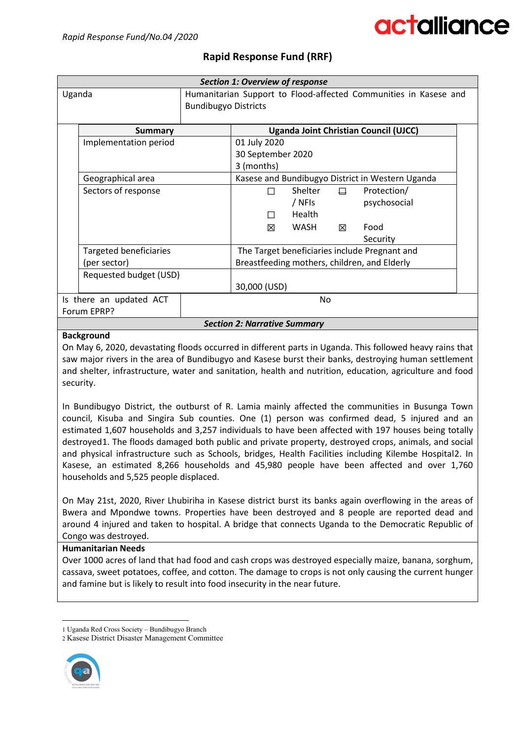*Rapid Response Fund/No.04 /2020*

# Rapid Response Fund (RRF)

| *Section 1: Overview of response* | |
|---|---|
| Uganda | Humanitarian Support to Flood-affected Communities in Kasese and Bundibugyo Districts |
| **Summary** | **Uganda Joint Christian Council (UJCC)** |
| Implementation period | 01 July 2020<br>30 September 2020<br>3 (months) |
| Geographical area | Kasese and Bundibugyo District in Western Uganda |
| Sectors of response | ☐ Shelter / NFIs ☐ Protection/ psychosocial<br>☐ Health<br>☒ WASH ☒ Food Security |
| Targeted beneficiaries (per sector) | The Target beneficiaries include Pregnant and Breastfeeding mothers, children, and Elderly |
| Requested budget (USD) | 30,000 (USD) |
| Is there an updated ACT Forum EPRP? | No |

***Section 2: Narrative Summary***

**Background**

On May 6, 2020, devastating floods occurred in different parts in Uganda. This followed heavy rains that saw major rivers in the area of Bundibugyo and Kasese burst their banks, destroying human settlement and shelter, infrastructure, water and sanitation, health and nutrition, education, agriculture and food security.

In Bundibugyo District, the outburst of R. Lamia mainly affected the communities in Busunga Town council, Kisuba and Singira Sub counties. One (1) person was confirmed dead, 5 injured and an estimated 1,607 households and 3,257 individuals to have been affected with 197 houses being totally destroyed[1]. The floods damaged both public and private property, destroyed crops, animals, and social and physical infrastructure such as Schools, bridges, Health Facilities including Kilembe Hospital[2]. In Kasese, an estimated 8,266 households and 45,980 people have been affected and over 1,760 households and 5,525 people displaced.

On May 21st, 2020, River Lhubiriha in Kasese district burst its banks again overflowing in the areas of Bwera and Mpondwe towns. Properties have been destroyed and 8 people are reported dead and around 4 injured and taken to hospital. A bridge that connects Uganda to the Democratic Republic of Congo was destroyed.

**Humanitarian Needs**

Over 1000 acres of land that had food and cash crops was destroyed especially maize, banana, sorghum, cassava, sweet potatoes, coffee, and cotton. The damage to crops is not only causing the current hunger and famine but is likely to result into food insecurity in the near future.

---

[1] Uganda Red Cross Society – Bundibugyo Branch

[2] Kasese District Disaster Management Committee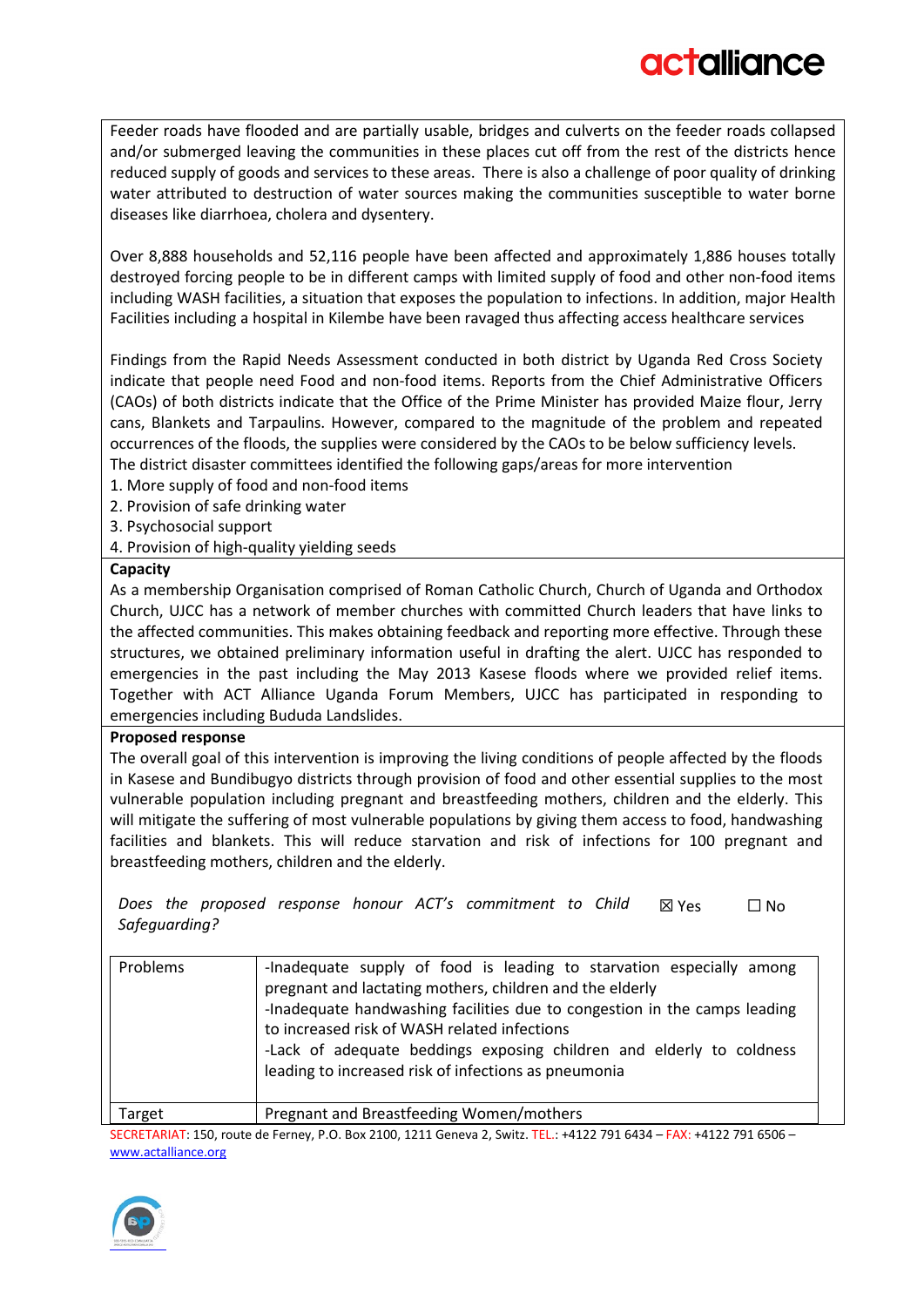Feeder roads have flooded and are partially usable, bridges and culverts on the feeder roads collapsed and/or submerged leaving the communities in these places cut off from the rest of the districts hence reduced supply of goods and services to these areas. There is also a challenge of poor quality of drinking water attributed to destruction of water sources making the communities susceptible to water borne diseases like diarrhoea, cholera and dysentery.

Over 8,888 households and 52,116 people have been affected and approximately 1,886 houses totally destroyed forcing people to be in different camps with limited supply of food and other non-food items including WASH facilities, a situation that exposes the population to infections. In addition, major Health Facilities including a hospital in Kilembe have been ravaged thus affecting access healthcare services

Findings from the Rapid Needs Assessment conducted in both district by Uganda Red Cross Society indicate that people need Food and non-food items. Reports from the Chief Administrative Officers (CAOs) of both districts indicate that the Office of the Prime Minister has provided Maize flour, Jerry cans, Blankets and Tarpaulins. However, compared to the magnitude of the problem and repeated occurrences of the floods, the supplies were considered by the CAOs to be below sufficiency levels.
The district disaster committees identified the following gaps/areas for more intervention

1. More supply of food and non-food items
2. Provision of safe drinking water
3. Psychosocial support
4. Provision of high-quality yielding seeds

**Capacity**

As a membership Organisation comprised of Roman Catholic Church, Church of Uganda and Orthodox Church, UJCC has a network of member churches with committed Church leaders that have links to the affected communities. This makes obtaining feedback and reporting more effective. Through these structures, we obtained preliminary information useful in drafting the alert. UJCC has responded to emergencies in the past including the May 2013 Kasese floods where we provided relief items. Together with ACT Alliance Uganda Forum Members, UJCC has participated in responding to emergencies including Bududa Landslides.

**Proposed response**

The overall goal of this intervention is improving the living conditions of people affected by the floods in Kasese and Bundibugyo districts through provision of food and other essential supplies to the most vulnerable population including pregnant and breastfeeding mothers, children and the elderly. This will mitigate the suffering of most vulnerable populations by giving them access to food, handwashing facilities and blankets. This will reduce starvation and risk of infections for 100 pregnant and breastfeeding mothers, children and the elderly.

*Does the proposed response honour ACT's commitment to Child Safeguarding?* ☒ Yes ☐ No

| | |
|---|---|
| Problems | -Inadequate supply of food is leading to starvation especially among pregnant and lactating mothers, children and the elderly<br>-Inadequate handwashing facilities due to congestion in the camps leading to increased risk of WASH related infections<br>-Lack of adequate beddings exposing children and elderly to coldness leading to increased risk of infections as pneumonia |
| Target | Pregnant and Breastfeeding Women/mothers |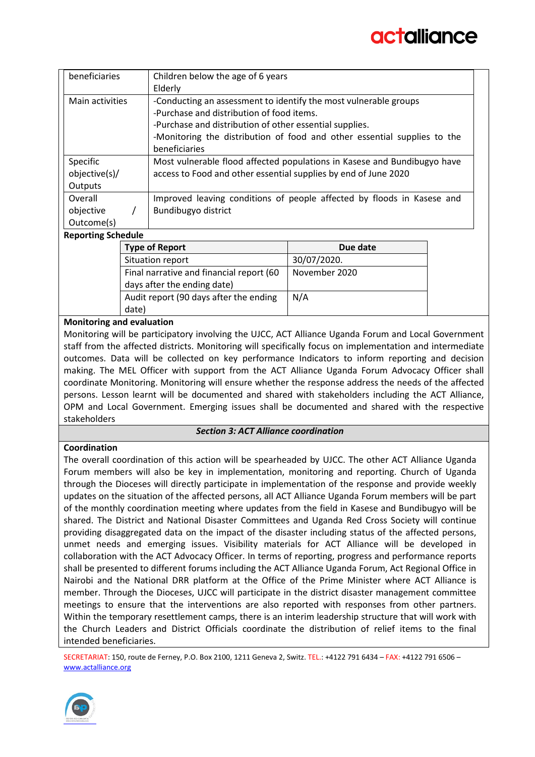| | |
|---|---|
| beneficiaries | Children below the age of 6 years<br>Elderly |
| Main activities | -Conducting an assessment to identify the most vulnerable groups<br>-Purchase and distribution of food items.<br>-Purchase and distribution of other essential supplies.<br>-Monitoring the distribution of food and other essential supplies to the beneficiaries |
| Specific objective(s)/ Outputs | Most vulnerable flood affected populations in Kasese and Bundibugyo have access to Food and other essential supplies by end of June 2020 |
| Overall objective / Outcome(s) | Improved leaving conditions of people affected by floods in Kasese and Bundibugyo district |

**Reporting Schedule**

| Type of Report | Due date |
|---|---|
| Situation report | 30/07/2020. |
| Final narrative and financial report (60 days after the ending date) | November 2020 |
| Audit report (90 days after the ending date) | N/A |

**Monitoring and evaluation**

Monitoring will be participatory involving the UJCC, ACT Alliance Uganda Forum and Local Government staff from the affected districts. Monitoring will specifically focus on implementation and intermediate outcomes. Data will be collected on key performance Indicators to inform reporting and decision making. The MEL Officer with support from the ACT Alliance Uganda Forum Advocacy Officer shall coordinate Monitoring. Monitoring will ensure whether the response address the needs of the affected persons. Lesson learnt will be documented and shared with stakeholders including the ACT Alliance, OPM and Local Government. Emerging issues shall be documented and shared with the respective stakeholders

## *Section 3: ACT Alliance coordination*

**Coordination**

The overall coordination of this action will be spearheaded by UJCC. The other ACT Alliance Uganda Forum members will also be key in implementation, monitoring and reporting. Church of Uganda through the Dioceses will directly participate in implementation of the response and provide weekly updates on the situation of the affected persons, all ACT Alliance Uganda Forum members will be part of the monthly coordination meeting where updates from the field in Kasese and Bundibugyo will be shared. The District and National Disaster Committees and Uganda Red Cross Society will continue providing disaggregated data on the impact of the disaster including status of the affected persons, unmet needs and emerging issues. Visibility materials for ACT Alliance will be developed in collaboration with the ACT Advocacy Officer. In terms of reporting, progress and performance reports shall be presented to different forums including the ACT Alliance Uganda Forum, Act Regional Office in Nairobi and the National DRR platform at the Office of the Prime Minister where ACT Alliance is member. Through the Dioceses, UJCC will participate in the district disaster management committee meetings to ensure that the interventions are also reported with responses from other partners. Within the temporary resettlement camps, there is an interim leadership structure that will work with the Church Leaders and District Officials coordinate the distribution of relief items to the final intended beneficiaries.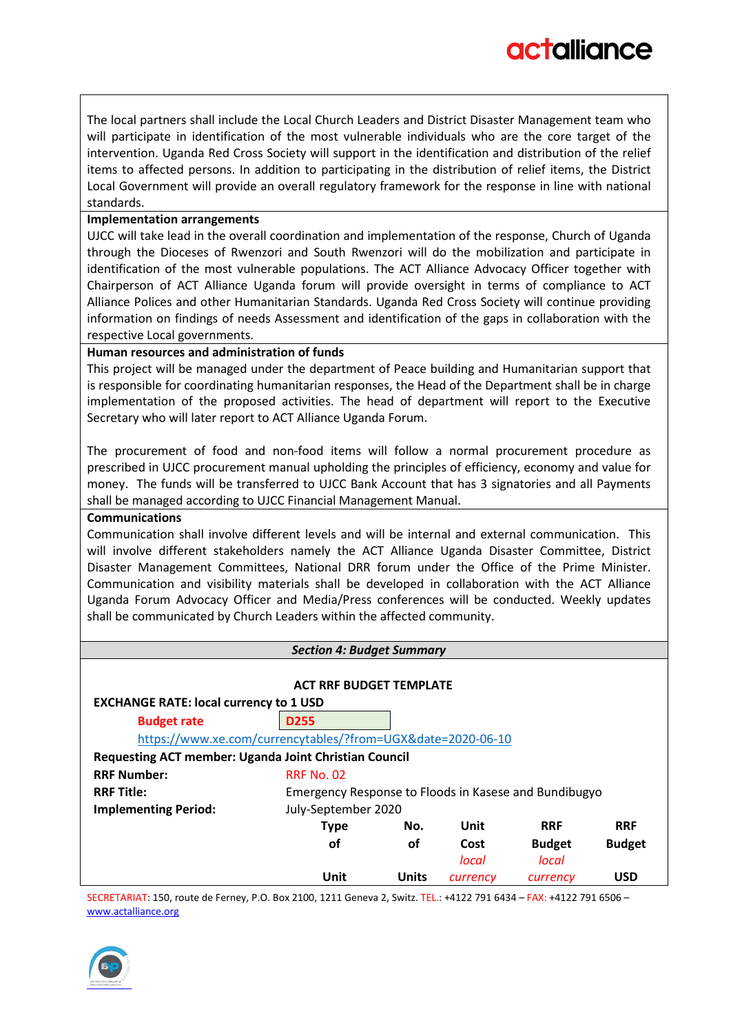The local partners shall include the Local Church Leaders and District Disaster Management team who will participate in identification of the most vulnerable individuals who are the core target of the intervention. Uganda Red Cross Society will support in the identification and distribution of the relief items to affected persons. In addition to participating in the distribution of relief items, the District Local Government will provide an overall regulatory framework for the response in line with national standards.

**Implementation arrangements**

UJCC will take lead in the overall coordination and implementation of the response, Church of Uganda through the Dioceses of Rwenzori and South Rwenzori will do the mobilization and participate in identification of the most vulnerable populations. The ACT Alliance Advocacy Officer together with Chairperson of ACT Alliance Uganda forum will provide oversight in terms of compliance to ACT Alliance Polices and other Humanitarian Standards. Uganda Red Cross Society will continue providing information on findings of needs Assessment and identification of the gaps in collaboration with the respective Local governments.

**Human resources and administration of funds**

This project will be managed under the department of Peace building and Humanitarian support that is responsible for coordinating humanitarian responses, the Head of the Department shall be in charge implementation of the proposed activities. The head of department will report to the Executive Secretary who will later report to ACT Alliance Uganda Forum.

The procurement of food and non-food items will follow a normal procurement procedure as prescribed in UJCC procurement manual upholding the principles of efficiency, economy and value for money. The funds will be transferred to UJCC Bank Account that has 3 signatories and all Payments shall be managed according to UJCC Financial Management Manual.

**Communications**

Communication shall involve different levels and will be internal and external communication. This will involve different stakeholders namely the ACT Alliance Uganda Disaster Committee, District Disaster Management Committees, National DRR forum under the Office of the Prime Minister. Communication and visibility materials shall be developed in collaboration with the ACT Alliance Uganda Forum Advocacy Officer and Media/Press conferences will be conducted. Weekly updates shall be communicated by Church Leaders within the affected community.

## *Section 4: Budget Summary*

**ACT RRF BUDGET TEMPLATE**

**EXCHANGE RATE: local currency to 1 USD**

**Budget rate** D255

https://www.xe.com/currencytables/?from=UGX&date=2020-06-10

**Requesting ACT member: Uganda Joint Christian Council**

**RRF Number:** RRF No. 02

**RRF Title:** Emergency Response to Floods in Kasese and Bundibugyo

**Implementing Period:** July-September 2020

| | Type of Unit | No. of Units | Unit Cost *local currency* | RRF Budget *local currency* | RRF Budget USD |
|---|---|---|---|---|---|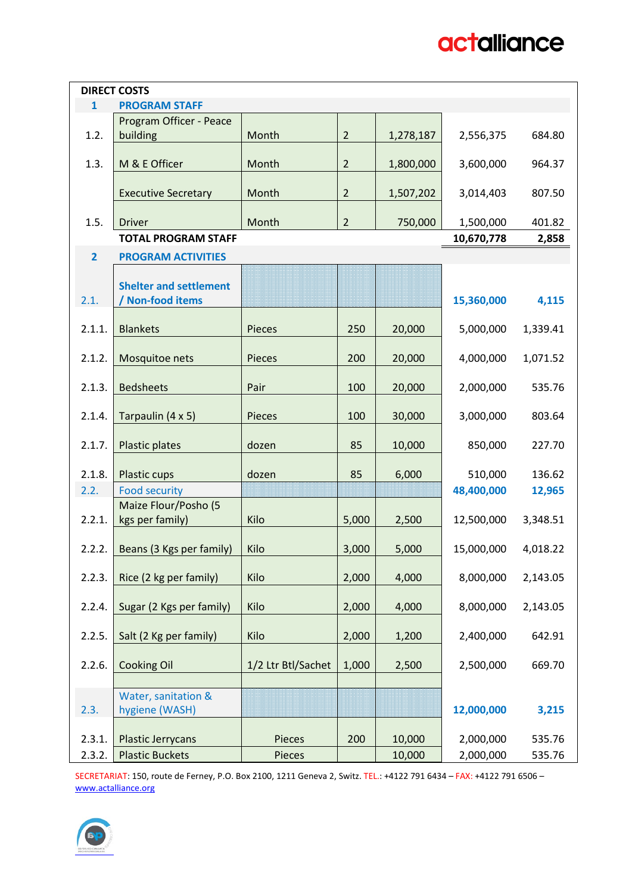| DIRECT COSTS | | | | | | |
|---|---|---|---|---|---|---|
| **1** | **PROGRAM STAFF** | | | | | |
| 1.2. | Program Officer - Peace building | Month | 2 | 1,278,187 | 2,556,375 | 684.80 |
| 1.3. | M & E Officer | Month | 2 | 1,800,000 | 3,600,000 | 964.37 |
| | Executive Secretary | Month | 2 | 1,507,202 | 3,014,403 | 807.50 |
| 1.5. | Driver | Month | 2 | 750,000 | 1,500,000 | 401.82 |
| | **TOTAL PROGRAM STAFF** | | | | **10,670,778** | **2,858** |
| **2** | **PROGRAM ACTIVITIES** | | | | | |
| 2.1. | **Shelter and settlement / Non-food items** | | | | **15,360,000** | **4,115** |
| 2.1.1. | Blankets | Pieces | 250 | 20,000 | 5,000,000 | 1,339.41 |
| 2.1.2. | Mosquitoe nets | Pieces | 200 | 20,000 | 4,000,000 | 1,071.52 |
| 2.1.3. | Bedsheets | Pair | 100 | 20,000 | 2,000,000 | 535.76 |
| 2.1.4. | Tarpaulin (4 x 5) | Pieces | 100 | 30,000 | 3,000,000 | 803.64 |
| 2.1.7. | Plastic plates | dozen | 85 | 10,000 | 850,000 | 227.70 |
| 2.1.8. | Plastic cups | dozen | 85 | 6,000 | 510,000 | 136.62 |
| 2.2. | Food security | | | | **48,400,000** | **12,965** |
| 2.2.1. | Maize Flour/Posho (5 kgs per family) | Kilo | 5,000 | 2,500 | 12,500,000 | 3,348.51 |
| 2.2.2. | Beans (3 Kgs per family) | Kilo | 3,000 | 5,000 | 15,000,000 | 4,018.22 |
| 2.2.3. | Rice (2 kg per family) | Kilo | 2,000 | 4,000 | 8,000,000 | 2,143.05 |
| 2.2.4. | Sugar (2 Kgs per family) | Kilo | 2,000 | 4,000 | 8,000,000 | 2,143.05 |
| 2.2.5. | Salt (2 Kg per family) | Kilo | 2,000 | 1,200 | 2,400,000 | 642.91 |
| 2.2.6. | Cooking Oil | 1/2 Ltr Btl/Sachet | 1,000 | 2,500 | 2,500,000 | 669.70 |
| | | | | | | |
| 2.3. | Water, sanitation & hygiene (WASH) | | | | **12,000,000** | **3,215** |
| 2.3.1. | Plastic Jerrycans | Pieces | 200 | 10,000 | 2,000,000 | 535.76 |
| 2.3.2. | Plastic Buckets | Pieces | | 10,000 | 2,000,000 | 535.76 |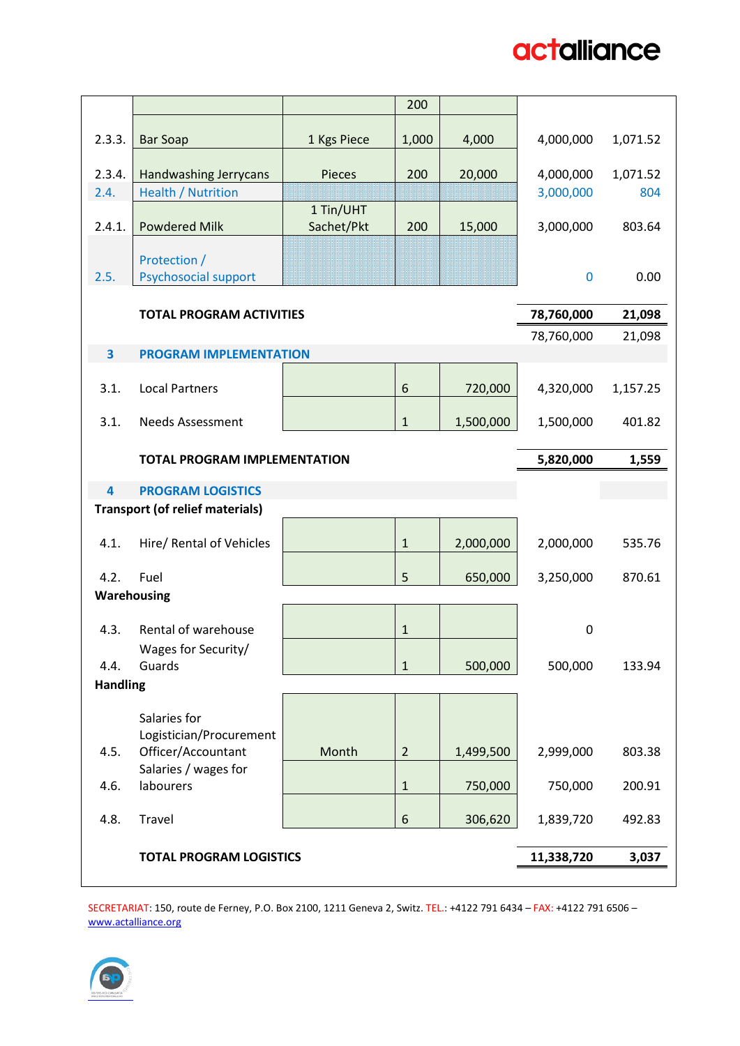| | | | | | | |
|---|---|---|---|---|---|---|
| | | | 200 | | | |
| 2.3.3. | Bar Soap | 1 Kgs Piece | 1,000 | 4,000 | 4,000,000 | 1,071.52 |
| 2.3.4. | Handwashing Jerrycans | Pieces | 200 | 20,000 | 4,000,000 | 1,071.52 |
| 2.4. | Health / Nutrition | | | | 3,000,000 | 804 |
| 2.4.1. | Powdered Milk | 1 Tin/UHT Sachet/Pkt | 200 | 15,000 | 3,000,000 | 803.64 |
| 2.5. | Protection / Psychosocial support | | | | 0 | 0.00 |
| | **TOTAL PROGRAM ACTIVITIES** | | | | **78,760,000** | **21,098** |
| | | | | | 78,760,000 | 21,098 |
| **3** | **PROGRAM IMPLEMENTATION** | | | | | |
| 3.1. | Local Partners | | 6 | 720,000 | 4,320,000 | 1,157.25 |
| 3.1. | Needs Assessment | | 1 | 1,500,000 | 1,500,000 | 401.82 |
| | **TOTAL PROGRAM IMPLEMENTATION** | | | | **5,820,000** | **1,559** |
| **4** | **PROGRAM LOGISTICS** | | | | | |
| **Transport (of relief materials)** | | | | | | |
| 4.1. | Hire/ Rental of Vehicles | | 1 | 2,000,000 | 2,000,000 | 535.76 |
| 4.2. | Fuel | | 5 | 650,000 | 3,250,000 | 870.61 |
| **Warehousing** | | | | | | |
| 4.3. | Rental of warehouse | | 1 | | 0 | |
| 4.4. | Wages for Security/ Guards | | 1 | 500,000 | 500,000 | 133.94 |
| **Handling** | | | | | | |
| 4.5. | Salaries for Logistician/Procurement Officer/Accountant | Month | 2 | 1,499,500 | 2,999,000 | 803.38 |
| 4.6. | Salaries / wages for labourers | | 1 | 750,000 | 750,000 | 200.91 |
| 4.8. | Travel | | 6 | 306,620 | 1,839,720 | 492.83 |
| | **TOTAL PROGRAM LOGISTICS** | | | | **11,338,720** | **3,037** |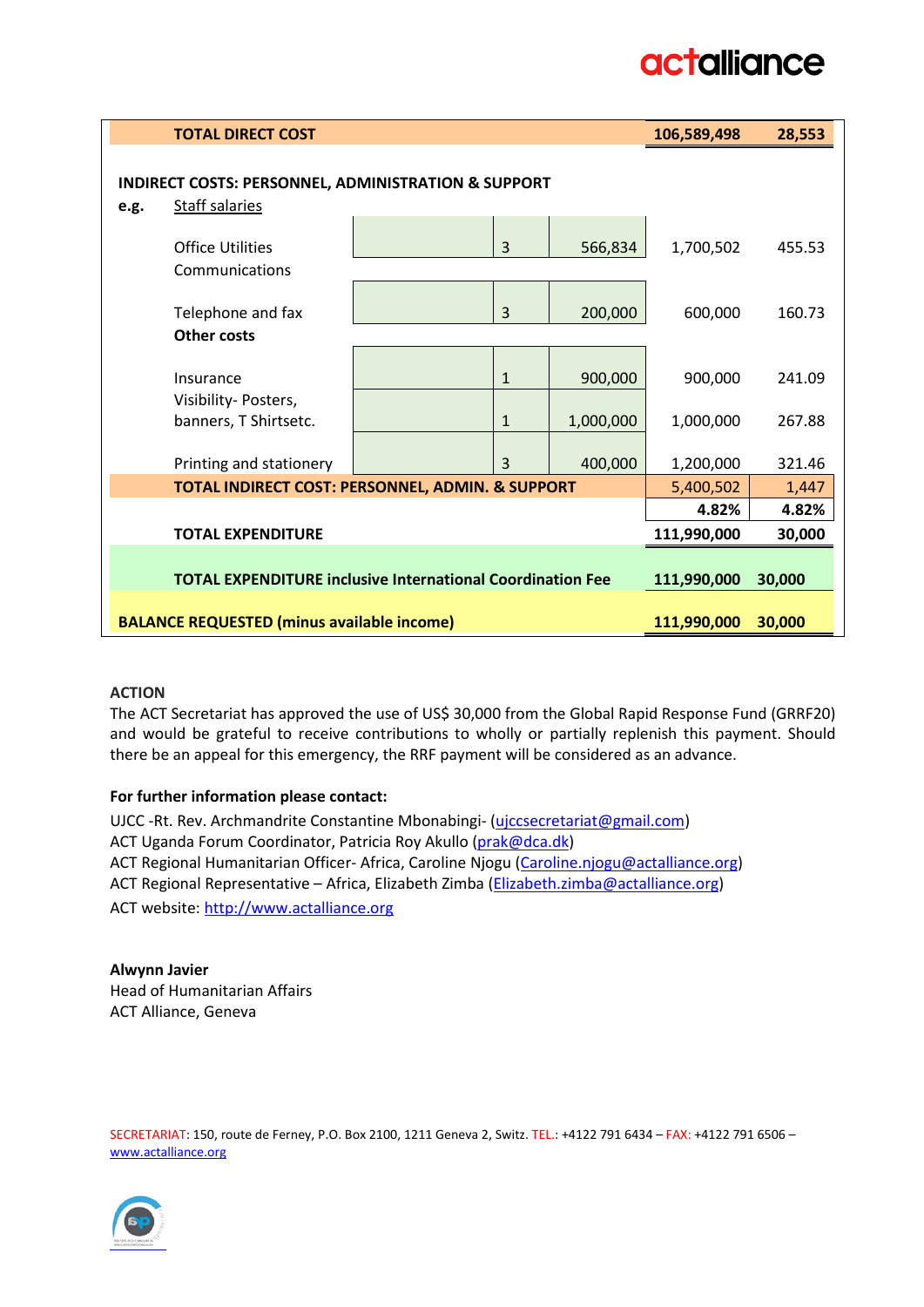| | | | | | |
|---|---|---|---|---|---|
| **TOTAL DIRECT COST** | | | | **106,589,498** | **28,553** |
| **INDIRECT COSTS: PERSONNEL, ADMINISTRATION & SUPPORT** | | | | | |
| e.g. Staff salaries | | | | | |
| Office Utilities | | 3 | 566,834 | 1,700,502 | 455.53 |
| Communications | | | | | |
| Telephone and fax | | 3 | 200,000 | 600,000 | 160.73 |
| **Other costs** | | | | | |
| Insurance | | 1 | 900,000 | 900,000 | 241.09 |
| Visibility- Posters, banners, T Shirtsetc. | | 1 | 1,000,000 | 1,000,000 | 267.88 |
| Printing and stationery | | 3 | 400,000 | 1,200,000 | 321.46 |
| **TOTAL INDIRECT COST: PERSONNEL, ADMIN. & SUPPORT** | | | | 5,400,502 | 1,447 |
| | | | | **4.82%** | **4.82%** |
| **TOTAL EXPENDITURE** | | | | **111,990,000** | **30,000** |
| **TOTAL EXPENDITURE inclusive International Coordination Fee** | | | | **111,990,000** | **30,000** |
| **BALANCE REQUESTED (minus available income)** | | | | **111,990,000** | **30,000** |

**ACTION**

The ACT Secretariat has approved the use of US$ 30,000 from the Global Rapid Response Fund (GRRF20) and would be grateful to receive contributions to wholly or partially replenish this payment. Should there be an appeal for this emergency, the RRF payment will be considered as an advance.

**For further information please contact:**

UJCC -Rt. Rev. Archmandrite Constantine Mbonabingi- (ujccsecretariat@gmail.com)
ACT Uganda Forum Coordinator, Patricia Roy Akullo (prak@dca.dk)
ACT Regional Humanitarian Officer- Africa, Caroline Njogu (Caroline.njogu@actalliance.org)
ACT Regional Representative – Africa, Elizabeth Zimba (Elizabeth.zimba@actalliance.org)
ACT website: http://www.actalliance.org

**Alwynn Javier**
Head of Humanitarian Affairs
ACT Alliance, Geneva

SECRETARIAT: 150, route de Ferney, P.O. Box 2100, 1211 Geneva 2, Switz. TEL.: +4122 791 6434 – FAX: +4122 791 6506 – www.actalliance.org